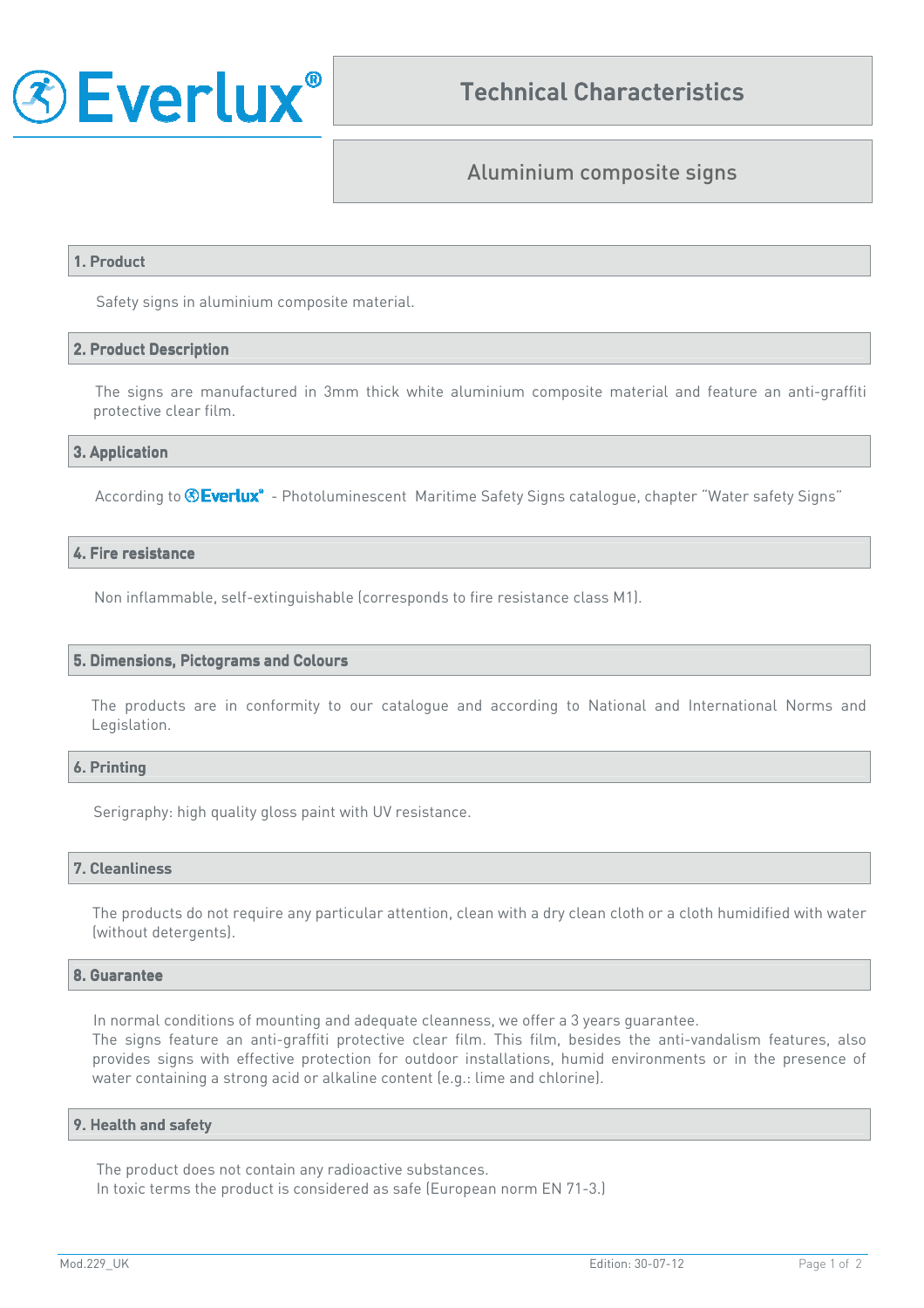Everlux®

# Technical Characteristics

## Aluminium composite signs

### 1. Product

Safety signs in aluminium composite material.

### 2. Product Description

The signs are manufactured in 3mm thick white aluminium composite material and feature an anti-graffiti protective clear film.

### 3. Application

According to Everlux® - Photoluminescent Maritime Safety Signs catalogue, chapter "Water safety Signs"

### 4. Fire resistance

Non inflammable, self-extinguishable (corresponds to fire resistance class M1).

### 5. Dimensions, Pictograms and Colours

The products are in conformity to our catalogue and according to National and International Norms and Legislation.

### 6. Printing

Serigraphy: high quality gloss paint with UV resistance.

### 7. Cleanliness

The products do not require any particular attention, clean with a dry clean cloth or a cloth humidified with water (without detergents).

### 8. Guarantee

In normal conditions of mounting and adequate cleanness, we offer a 3 years guarantee.
The signs feature an anti-graffiti protective clear film. This film, besides the anti-vandalism features, also provides signs with effective protection for outdoor installations, humid environments or in the presence of water containing a strong acid or alkaline content (e.g.: lime and chlorine).

### 9. Health and safety

The product does not contain any radioactive substances.
In toxic terms the product is considered as safe (European norm EN 71-3.)

Mod.229_UK    Edition: 30-07-12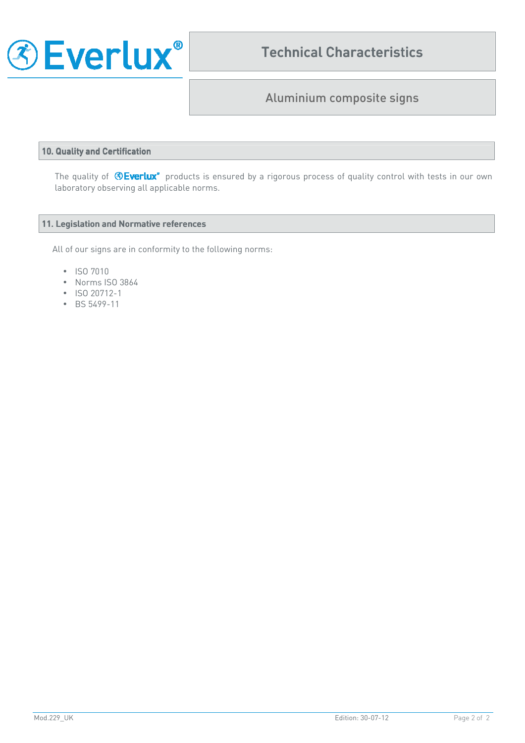## 10. Quality and Certification

The quality of Everlux® products is ensured by a rigorous process of quality control with tests in our own laboratory observing all applicable norms.

## 11. Legislation and Normative references

All of our signs are in conformity to the following norms:

- ISO 7010
- Norms ISO 3864
- ISO 20712-1
- BS 5499-11